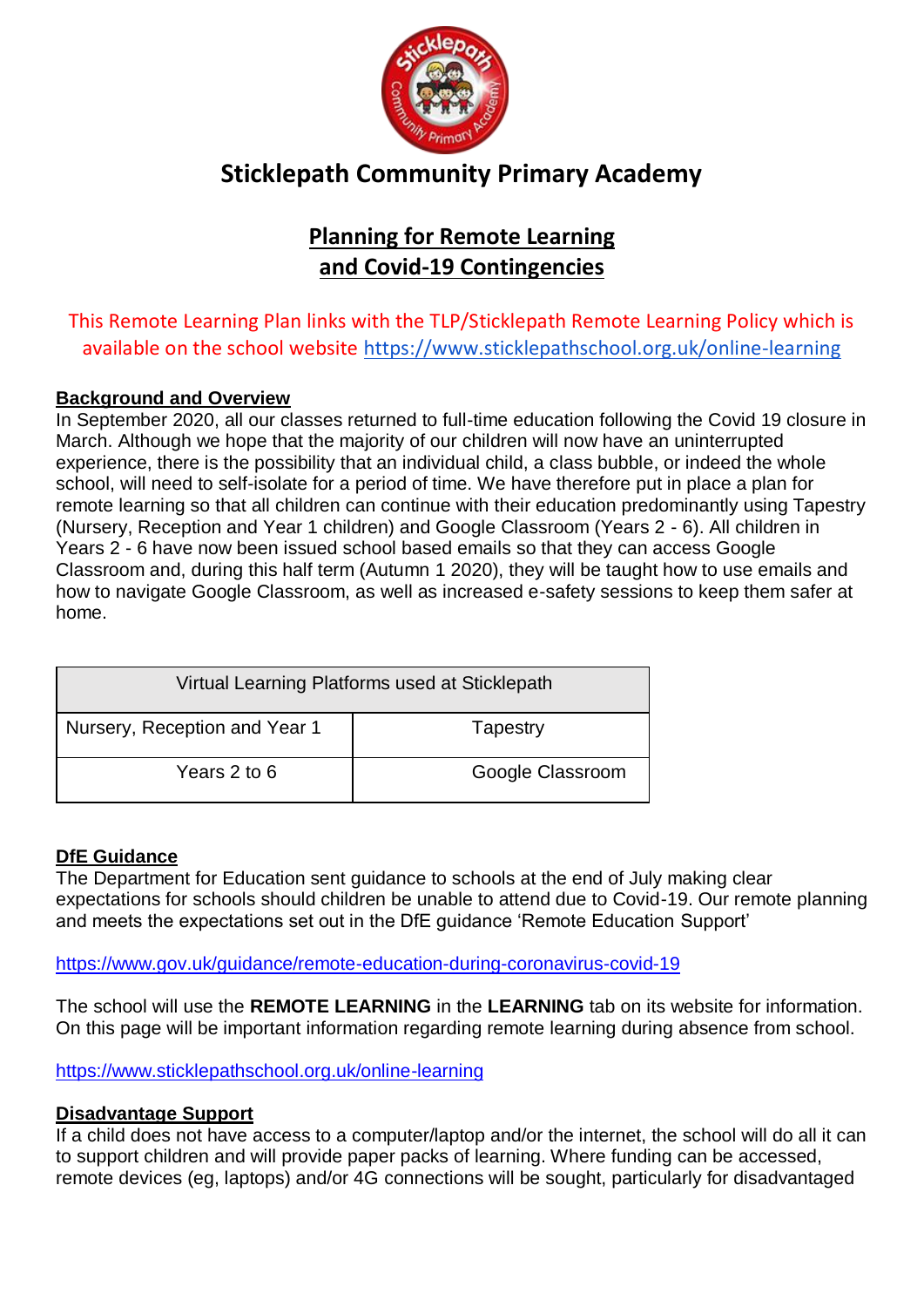# Sticklepath Community Primary Academy

## Planning for Remote Learning and Covid-19 Contingencies

This Remote Learning Plan links with the TLP/Sticklepath Remote Learning Policy which is available on the school website https://www.sticklepathschool.org.uk/online-learning

**Background and Overview**

In September 2020, all our classes returned to full-time education following the Covid 19 closure in March. Although we hope that the majority of our children will now have an uninterrupted experience, there is the possibility that an individual child, a class bubble, or indeed the whole school, will need to self-isolate for a period of time. We have therefore put in place a plan for remote learning so that all children can continue with their education predominantly using Tapestry (Nursery, Reception and Year 1 children) and Google Classroom (Years 2 - 6). All children in Years 2 - 6 have now been issued school based emails so that they can access Google Classroom and, during this half term (Autumn 1 2020), they will be taught how to use emails and how to navigate Google Classroom, as well as increased e-safety sessions to keep them safer at home.

| Virtual Learning Platforms used at Sticklepath | |
|---|---|
| Nursery, Reception and Year 1 | Tapestry |
| Years 2 to 6 | Google Classroom |

**DfE Guidance**

The Department for Education sent guidance to schools at the end of July making clear expectations for schools should children be unable to attend due to Covid-19. Our remote planning and meets the expectations set out in the DfE guidance 'Remote Education Support'

https://www.gov.uk/guidance/remote-education-during-coronavirus-covid-19

The school will use the **REMOTE LEARNING** in the **LEARNING** tab on its website for information. On this page will be important information regarding remote learning during absence from school.

https://www.sticklepathschool.org.uk/online-learning

**Disadvantage Support**

If a child does not have access to a computer/laptop and/or the internet, the school will do all it can to support children and will provide paper packs of learning. Where funding can be accessed, remote devices (eg, laptops) and/or 4G connections will be sought, particularly for disadvantaged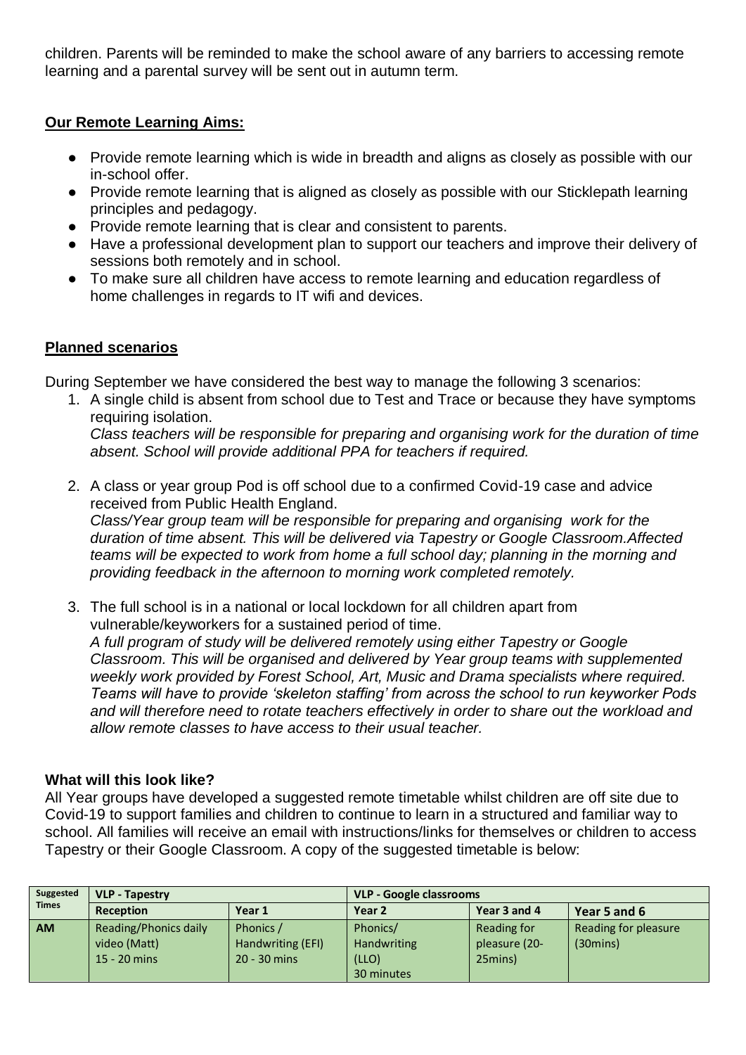children. Parents will be reminded to make the school aware of any barriers to accessing remote learning and a parental survey will be sent out in autumn term.

**Our Remote Learning Aims:**

- Provide remote learning which is wide in breadth and aligns as closely as possible with our in-school offer.
- Provide remote learning that is aligned as closely as possible with our Sticklepath learning principles and pedagogy.
- Provide remote learning that is clear and consistent to parents.
- Have a professional development plan to support our teachers and improve their delivery of sessions both remotely and in school.
- To make sure all children have access to remote learning and education regardless of home challenges in regards to IT wifi and devices.

**Planned scenarios**

During September we have considered the best way to manage the following 3 scenarios:

1. A single child is absent from school due to Test and Trace or because they have symptoms requiring isolation.
   *Class teachers will be responsible for preparing and organising work for the duration of time absent. School will provide additional PPA for teachers if required.*

2. A class or year group Pod is off school due to a confirmed Covid-19 case and advice received from Public Health England.
   *Class/Year group team will be responsible for preparing and organising work for the duration of time absent. This will be delivered via Tapestry or Google Classroom.Affected teams will be expected to work from home a full school day; planning in the morning and providing feedback in the afternoon to morning work completed remotely.*

3. The full school is in a national or local lockdown for all children apart from vulnerable/keyworkers for a sustained period of time.
   *A full program of study will be delivered remotely using either Tapestry or Google Classroom. This will be organised and delivered by Year group teams with supplemented weekly work provided by Forest School, Art, Music and Drama specialists where required. Teams will have to provide 'skeleton staffing' from across the school to run keyworker Pods and will therefore need to rotate teachers effectively in order to share out the workload and allow remote classes to have access to their usual teacher.*

**What will this look like?**

All Year groups have developed a suggested remote timetable whilst children are off site due to Covid-19 to support families and children to continue to learn in a structured and familiar way to school. All families will receive an email with instructions/links for themselves or children to access Tapestry or their Google Classroom. A copy of the suggested timetable is below:

| Suggested Times | VLP - Tapestry | | VLP - Google classrooms | | |
|---|---|---|---|---|---|
| | Reception | Year 1 | Year 2 | Year 3 and 4 | Year 5 and 6 |
| AM | Reading/Phonics daily video (Matt) 15 - 20 mins | Phonics / Handwriting (EFI) 20 - 30 mins | Phonics/ Handwriting (LLO) 30 minutes | Reading for pleasure (20-25mins) | Reading for pleasure (30mins) |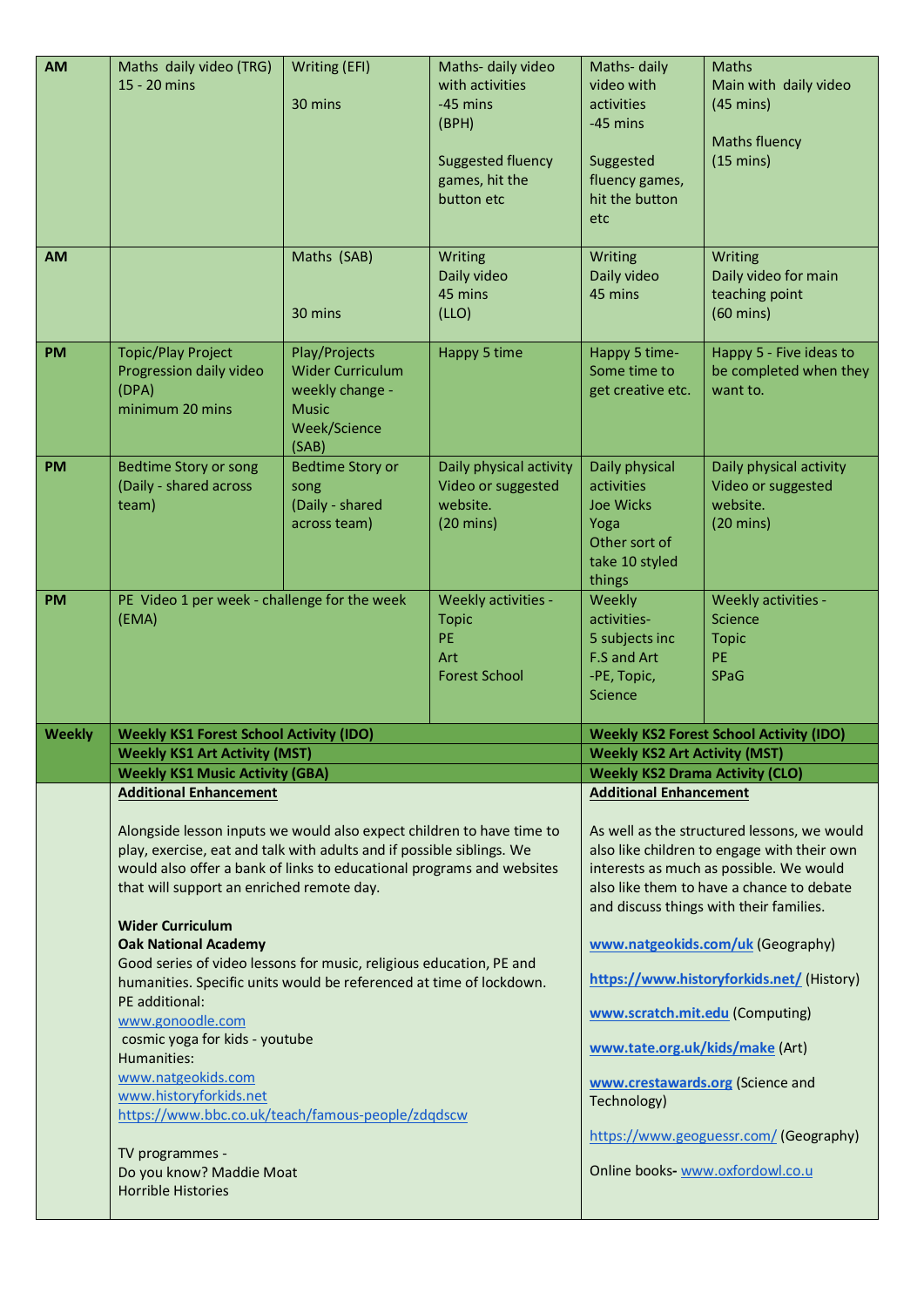| AM | Maths daily video (TRG) 15 - 20 mins | Writing (EFI) 30 mins | Maths- daily video with activities -45 mins (BPH) Suggested fluency games, hit the button etc | Maths- daily video with activities -45 mins Suggested fluency games, hit the button etc | Maths Main with daily video (45 mins) Maths fluency (15 mins) |
|---|---|---|---|---|---|
| AM | | Maths (SAB) 30 mins | Writing Daily video 45 mins (LLO) | Writing Daily video 45 mins | Writing Daily video for main teaching point (60 mins) |
| PM | Topic/Play Project Progression daily video (DPA) minimum 20 mins | Play/Projects Wider Curriculum weekly change - Music Week/Science (SAB) | Happy 5 time | Happy 5 time- Some time to get creative etc. | Happy 5 - Five ideas to be completed when they want to. |
| PM | Bedtime Story or song (Daily - shared across team) | Bedtime Story or song (Daily - shared across team) | Daily physical activity Video or suggested website. (20 mins) | Daily physical activities Joe Wicks Yoga Other sort of take 10 styled things | Daily physical activity Video or suggested website. (20 mins) |
| PM | PE Video 1 per week - challenge for the week (EMA) | | Weekly activities - Topic PE Art Forest School | Weekly activities- 5 subjects inc F.S and Art -PE, Topic, Science | Weekly activities - Science Topic PE SPaG |
| **Weekly** | **Weekly KS1 Forest School Activity (IDO)** | | | **Weekly KS2 Forest School Activity (IDO)** | |
| | **Weekly KS1 Art Activity (MST)** | | | **Weekly KS2 Art Activity (MST)** | |
| | **Weekly KS1 Music Activity (GBA)** | | | **Weekly KS2 Drama Activity (CLO)** | |

**Additional Enhancement** (KS1)

Alongside lesson inputs we would also expect children to have time to play, exercise, eat and talk with adults and if possible siblings. We would also offer a bank of links to educational programs and websites that will support an enriched remote day.

**Wider Curriculum**
**Oak National Academy**
Good series of video lessons for music, religious education, PE and humanities. Specific units would be referenced at time of lockdown.
PE additional:
www.gonoodle.com
cosmic yoga for kids - youtube
Humanities:
www.natgeokids.com
www.historyforkids.net
https://www.bbc.co.uk/teach/famous-people/zdqdscw

TV programmes -
Do you know? Maddie Moat
Horrible Histories

**Additional Enhancement** (KS2)

As well as the structured lessons, we would also like children to engage with their own interests as much as possible. We would also like them to have a chance to debate and discuss things with their families.

**www.natgeokids.com/uk** (Geography)

**https://www.historyforkids.net/** (History)

**www.scratch.mit.edu** (Computing)

**www.tate.org.uk/kids/make** (Art)

**www.crestawards.org** (Science and Technology)

https://www.geoguessr.com/ (Geography)

Online books- www.oxfordowl.co.u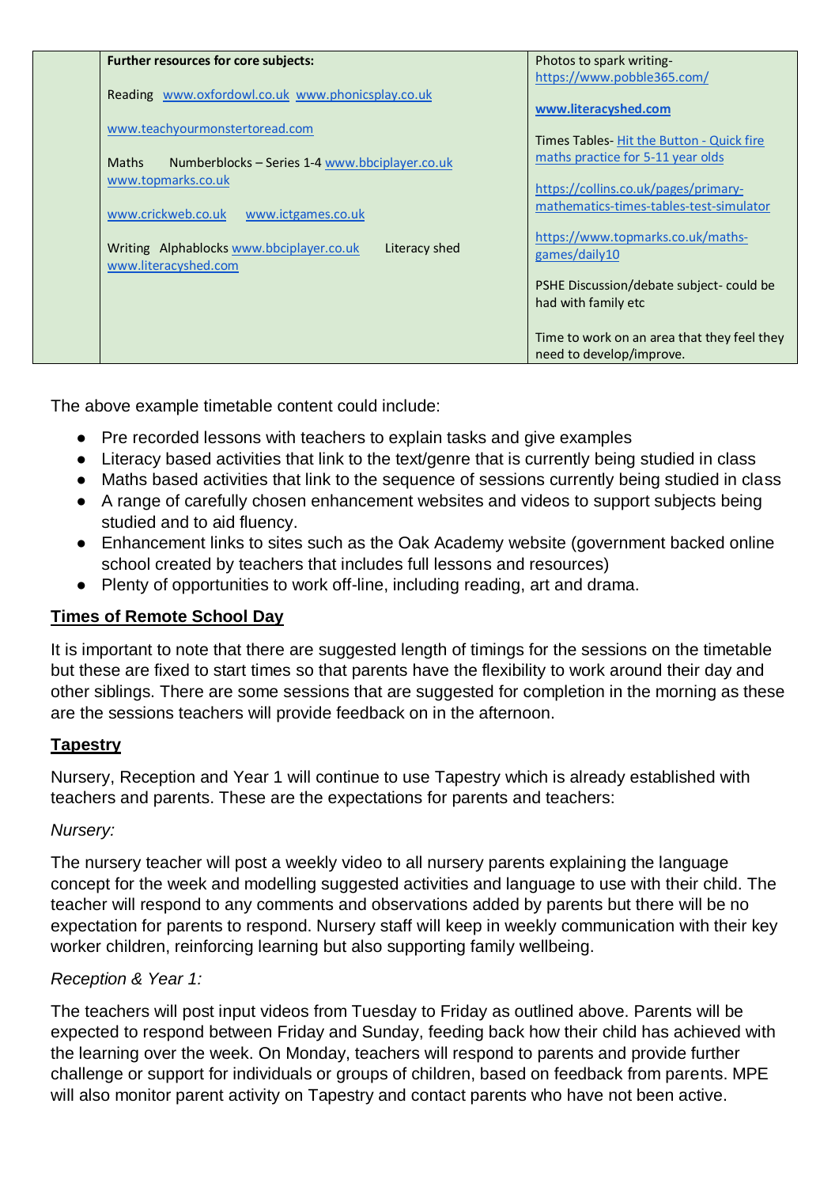|  | **Further resources for core subjects:**<br><br>Reading www.oxfordowl.co.uk www.phonicsplay.co.uk<br><br>www.teachyourmonstertoread.com<br><br>Maths Numberblocks – Series 1-4 www.bbciplayer.co.uk www.topmarks.co.uk<br><br>www.crickweb.co.uk www.ictgames.co.uk<br><br>Writing Alphablocks www.bbciplayer.co.uk Literacy shed www.literacyshed.com | Photos to spark writing- https://www.pobble365.com/<br><br>**www.literacyshed.com**<br><br>Times Tables- Hit the Button - Quick fire maths practice for 5-11 year olds<br><br>https://collins.co.uk/pages/primary-mathematics-times-tables-test-simulator<br><br>https://www.topmarks.co.uk/maths-games/daily10<br><br>PSHE Discussion/debate subject- could be had with family etc<br><br>Time to work on an area that they feel they need to develop/improve. |
|---|---|---|

The above example timetable content could include:

- Pre recorded lessons with teachers to explain tasks and give examples
- Literacy based activities that link to the text/genre that is currently being studied in class
- Maths based activities that link to the sequence of sessions currently being studied in class
- A range of carefully chosen enhancement websites and videos to support subjects being studied and to aid fluency.
- Enhancement links to sites such as the Oak Academy website (government backed online school created by teachers that includes full lessons and resources)
- Plenty of opportunities to work off-line, including reading, art and drama.

## Times of Remote School Day

It is important to note that there are suggested length of timings for the sessions on the timetable but these are fixed to start times so that parents have the flexibility to work around their day and other siblings. There are some sessions that are suggested for completion in the morning as these are the sessions teachers will provide feedback on in the afternoon.

## Tapestry

Nursery, Reception and Year 1 will continue to use Tapestry which is already established with teachers and parents. These are the expectations for parents and teachers:

*Nursery:*

The nursery teacher will post a weekly video to all nursery parents explaining the language concept for the week and modelling suggested activities and language to use with their child. The teacher will respond to any comments and observations added by parents but there will be no expectation for parents to respond. Nursery staff will keep in weekly communication with their key worker children, reinforcing learning but also supporting family wellbeing.

*Reception & Year 1:*

The teachers will post input videos from Tuesday to Friday as outlined above. Parents will be expected to respond between Friday and Sunday, feeding back how their child has achieved with the learning over the week. On Monday, teachers will respond to parents and provide further challenge or support for individuals or groups of children, based on feedback from parents. MPE will also monitor parent activity on Tapestry and contact parents who have not been active.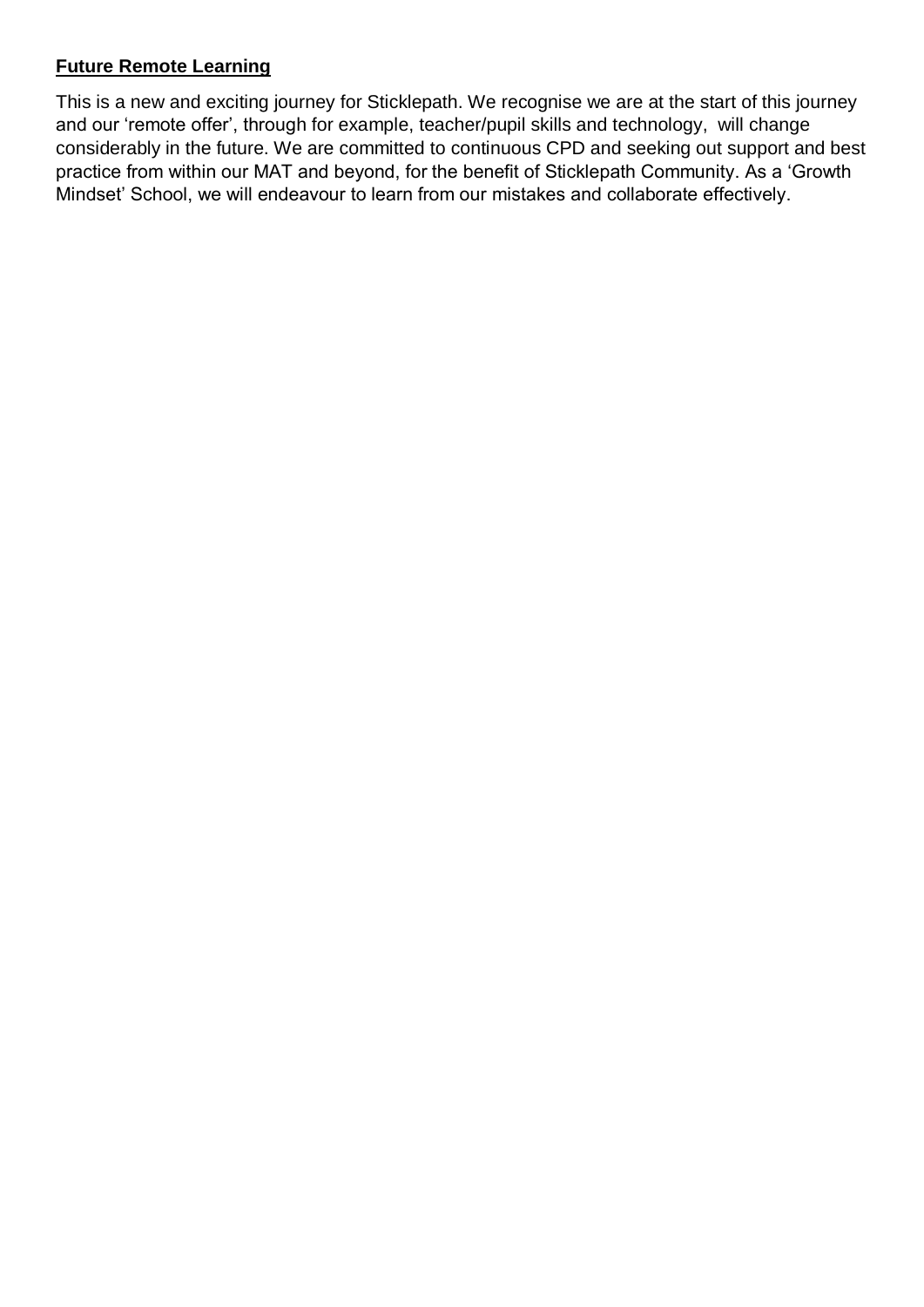**Future Remote Learning**

This is a new and exciting journey for Sticklepath. We recognise we are at the start of this journey and our 'remote offer', through for example, teacher/pupil skills and technology, will change considerably in the future. We are committed to continuous CPD and seeking out support and best practice from within our MAT and beyond, for the benefit of Sticklepath Community. As a 'Growth Mindset' School, we will endeavour to learn from our mistakes and collaborate effectively.